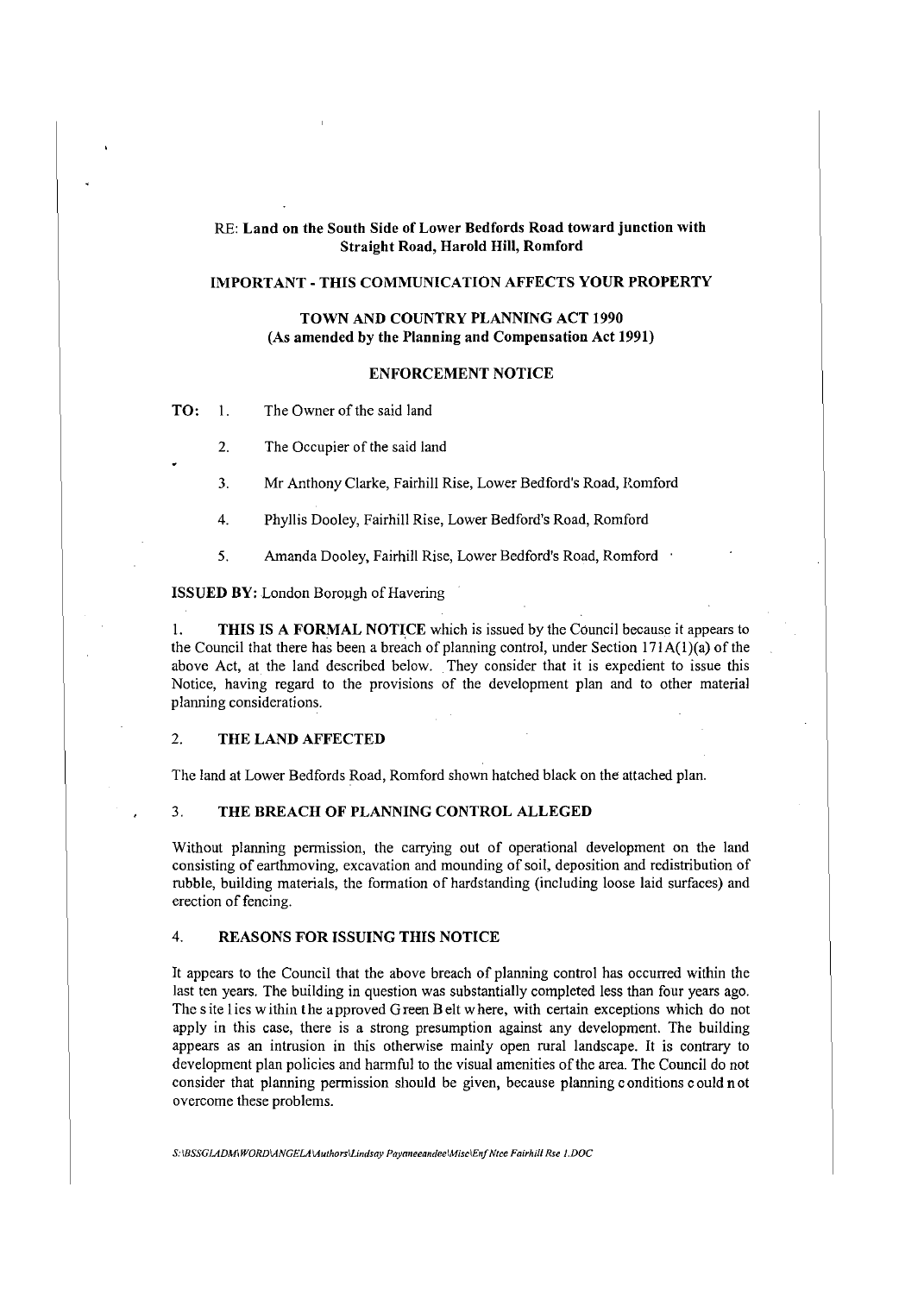RE: **Land on the South Side of Lower Bedfords Road toward junction with Straight Road, Harold Hill, Romford**

**IMPORTANT - THIS COMMUNICATION AFFECTS YOUR PROPERTY**

**TOWN AND COUNTRY PLANNING ACT 1990**
**(As amended by the Planning and Compensation Act 1991)**

**ENFORCEMENT NOTICE**

**TO:**

1. The Owner of the said land
2. The Occupier of the said land
3. Mr Anthony Clarke, Fairhill Rise, Lower Bedford's Road, Romford
4. Phyllis Dooley, Fairhill Rise, Lower Bedford's Road, Romford
5. Amanda Dooley, Fairhill Rise, Lower Bedford's Road, Romford

**ISSUED BY:** London Borough of Havering

1. **THIS IS A FORMAL NOTICE** which is issued by the Council because it appears to the Council that there has been a breach of planning control, under Section 171A(1)(a) of the above Act, at the land described below. They consider that it is expedient to issue this Notice, having regard to the provisions of the development plan and to other material planning considerations.

## 2. THE LAND AFFECTED

The land at Lower Bedfords Road, Romford shown hatched black on the attached plan.

## 3. THE BREACH OF PLANNING CONTROL ALLEGED

Without planning permission, the carrying out of operational development on the land consisting of earthmoving, excavation and mounding of soil, deposition and redistribution of rubble, building materials, the formation of hardstanding (including loose laid surfaces) and erection of fencing.

## 4. REASONS FOR ISSUING THIS NOTICE

It appears to the Council that the above breach of planning control has occurred within the last ten years. The building in question was substantially completed less than four years ago. The site lies within the approved Green Belt where, with certain exceptions which do not apply in this case, there is a strong presumption against any development. The building appears as an intrusion in this otherwise mainly open rural landscape. It is contrary to development plan policies and harmful to the visual amenities of the area. The Council do not consider that planning permission should be given, because planning conditions could not overcome these problems.

*S:\BSSGLADM\WORD\ANGELA\Authors\Lindsay Paymeeandee\Misc\Enf Ntce Fairhill Rse 1.DOC*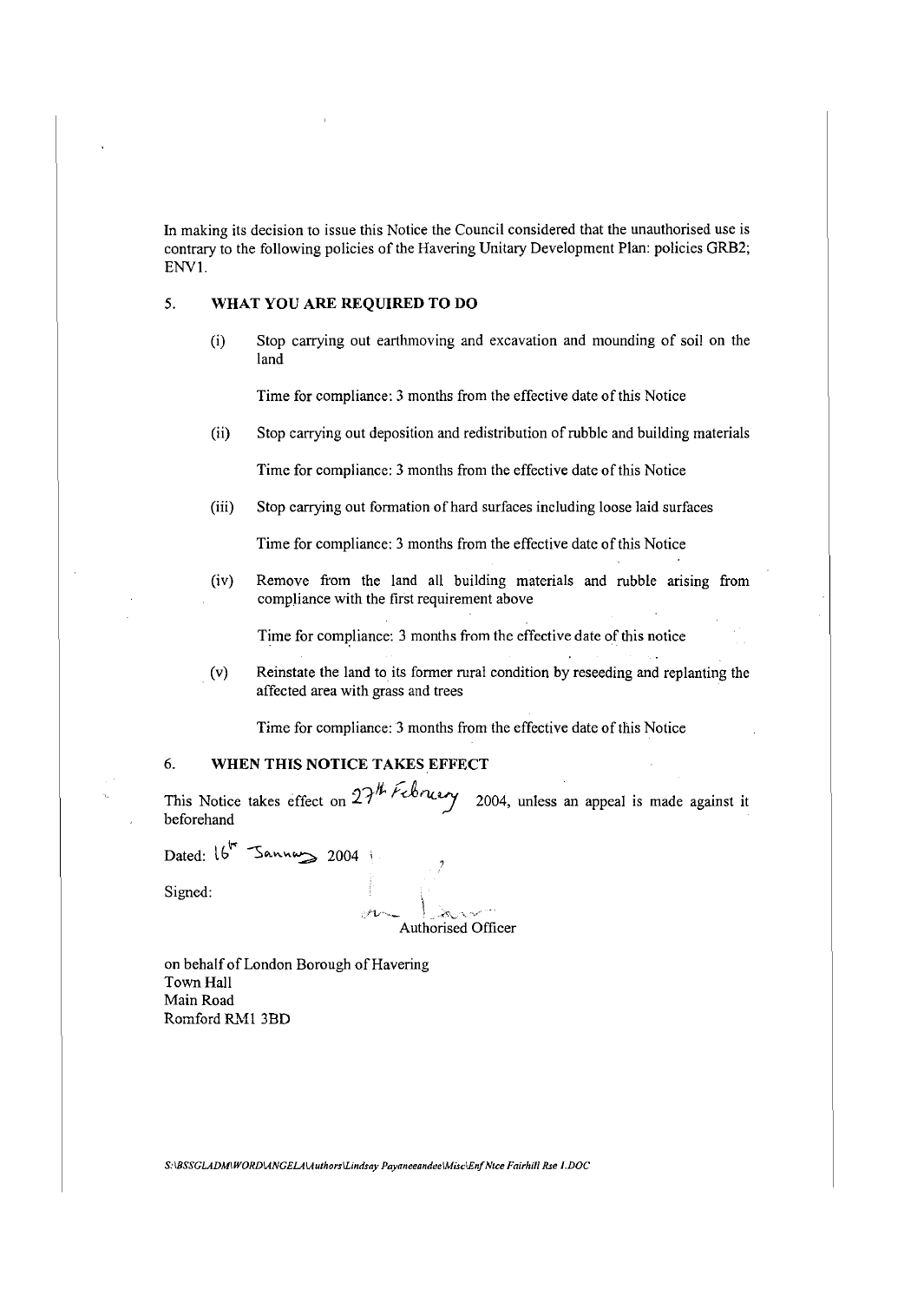In making its decision to issue this Notice the Council considered that the unauthorised use is contrary to the following policies of the Havering Unitary Development Plan: policies GRB2; ENV1.

## 5. WHAT YOU ARE REQUIRED TO DO

(i) Stop carrying out earthmoving and excavation and mounding of soil on the land

Time for compliance: 3 months from the effective date of this Notice

(ii) Stop carrying out deposition and redistribution of rubble and building materials

Time for compliance: 3 months from the effective date of this Notice

(iii) Stop carrying out formation of hard surfaces including loose laid surfaces

Time for compliance: 3 months from the effective date of this Notice

(iv) Remove from the land all building materials and rubble arising from compliance with the first requirement above

Time for compliance: 3 months from the effective date of this notice

(v) Reinstate the land to its former rural condition by reseeding and replanting the affected area with grass and trees

Time for compliance: 3 months from the effective date of this Notice

## 6. WHEN THIS NOTICE TAKES EFFECT

This Notice takes effect on 27th February 2004, unless an appeal is made against it beforehand

Dated: 16th January 2004

Signed:

Authorised Officer

on behalf of London Borough of Havering
Town Hall
Main Road
Romford RM1 3BD

S:\BSSGLADM\WORD\ANGELA\Authors\Lindsay Payaneeandee\Misc\Enf Ntce Fairhill Rse 1.DOC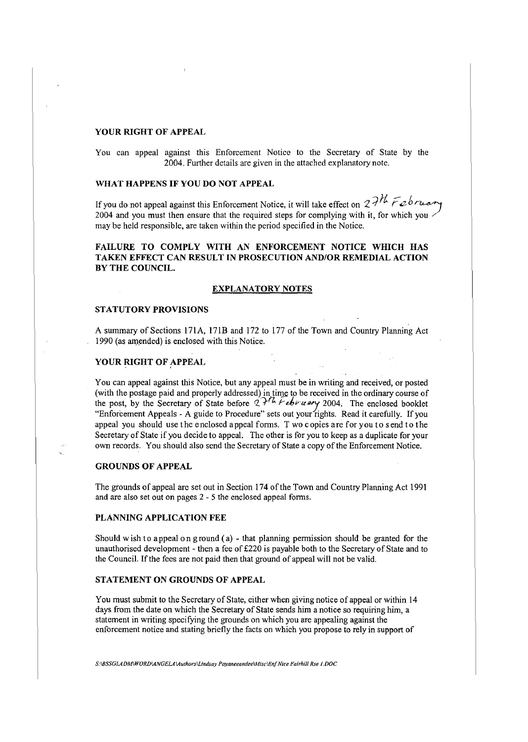**YOUR RIGHT OF APPEAL**

You can appeal against this Enforcement Notice to the Secretary of State by the 2004. Further details are given in the attached explanatory note.

**WHAT HAPPENS IF YOU DO NOT APPEAL**

If you do not appeal against this Enforcement Notice, it will take effect on 27th February 2004 and you must then ensure that the required steps for complying with it, for which you may be held responsible, are taken within the period specified in the Notice.

**FAILURE TO COMPLY WITH AN ENFORCEMENT NOTICE WHICH HAS TAKEN EFFECT CAN RESULT IN PROSECUTION AND/OR REMEDIAL ACTION BY THE COUNCIL.**

**EXPLANATORY NOTES**

**STATUTORY PROVISIONS**

A summary of Sections 171A, 171B and 172 to 177 of the Town and Country Planning Act 1990 (as amended) is enclosed with this Notice.

**YOUR RIGHT OF APPEAL**

You can appeal against this Notice, but any appeal must be in writing and received, or posted (with the postage paid and properly addressed) in time to be received in the ordinary course of the post, by the Secretary of State before 27th February 2004. The enclosed booklet "Enforcement Appeals - A guide to Procedure" sets out your rights. Read it carefully. If you appeal you should use the enclosed appeal forms. Two copies are for you to send to the Secretary of State if you decide to appeal. The other is for you to keep as a duplicate for your own records. You should also send the Secretary of State a copy of the Enforcement Notice.

**GROUNDS OF APPEAL**

The grounds of appeal are set out in Section 174 of the Town and Country Planning Act 1991 and are also set out on pages 2 - 5 the enclosed appeal forms.

**PLANNING APPLICATION FEE**

Should wish to appeal on ground (a) - that planning permission should be granted for the unauthorised development - then a fee of £220 is payable both to the Secretary of State and to the Council. If the fees are not paid then that ground of appeal will not be valid.

**STATEMENT ON GROUNDS OF APPEAL**

You must submit to the Secretary of State, either when giving notice of appeal or within 14 days from the date on which the Secretary of State sends him a notice so requiring him, a statement in writing specifying the grounds on which you are appealing against the enforcement notice and stating briefly the facts on which you propose to rely in support of

*S:\BSSGLADM\WORD\ANGELA\Authors\Lindsay Payaneeandee\Misc\Enf Ntce Fairhill Rse 1.DOC*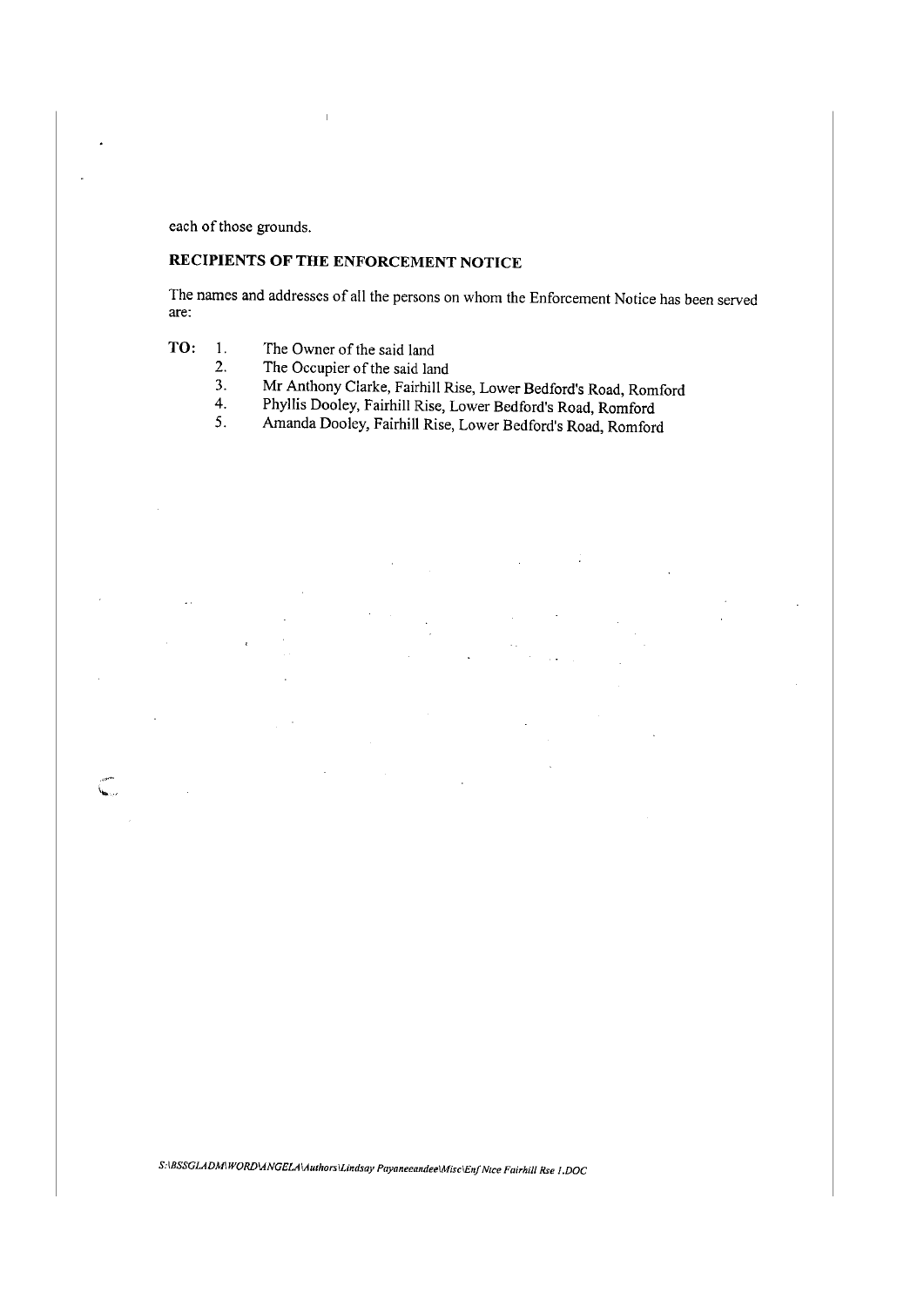each of those grounds.

## RECIPIENTS OF THE ENFORCEMENT NOTICE

The names and addresses of all the persons on whom the Enforcement Notice has been served are:

**TO:**

1. The Owner of the said land
2. The Occupier of the said land
3. Mr Anthony Clarke, Fairhill Rise, Lower Bedford's Road, Romford
4. Phyllis Dooley, Fairhill Rise, Lower Bedford's Road, Romford
5. Amanda Dooley, Fairhill Rise, Lower Bedford's Road, Romford

*S:\BSSGLADM\WORD\ANGELA\Authors\Lindsay Payaneeandee\Misc\Enf Nice Fairhill Rse 1.DOC*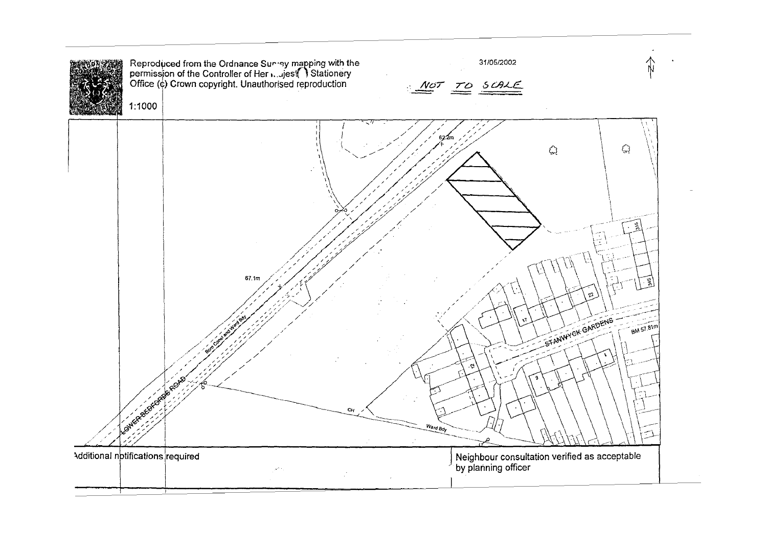Reproduced from the Ordnance Survey mapping with the permission of the Controller of Her Majesty's Stationery Office (c) Crown copyright. Unauthorised reproduction

1:1000

31/05/2002

NOT TO SCALE

N

62.2m

67.1m

Boro Const and Ward Bdy

LOWER BEDFORDS ROAD

CH

Ward Bdy

STANWYCK GARDENS

BM 57.81m

355

345

22

17

12

9

1

Additional notifications required

Neighbour consultation verified as acceptable by planning officer